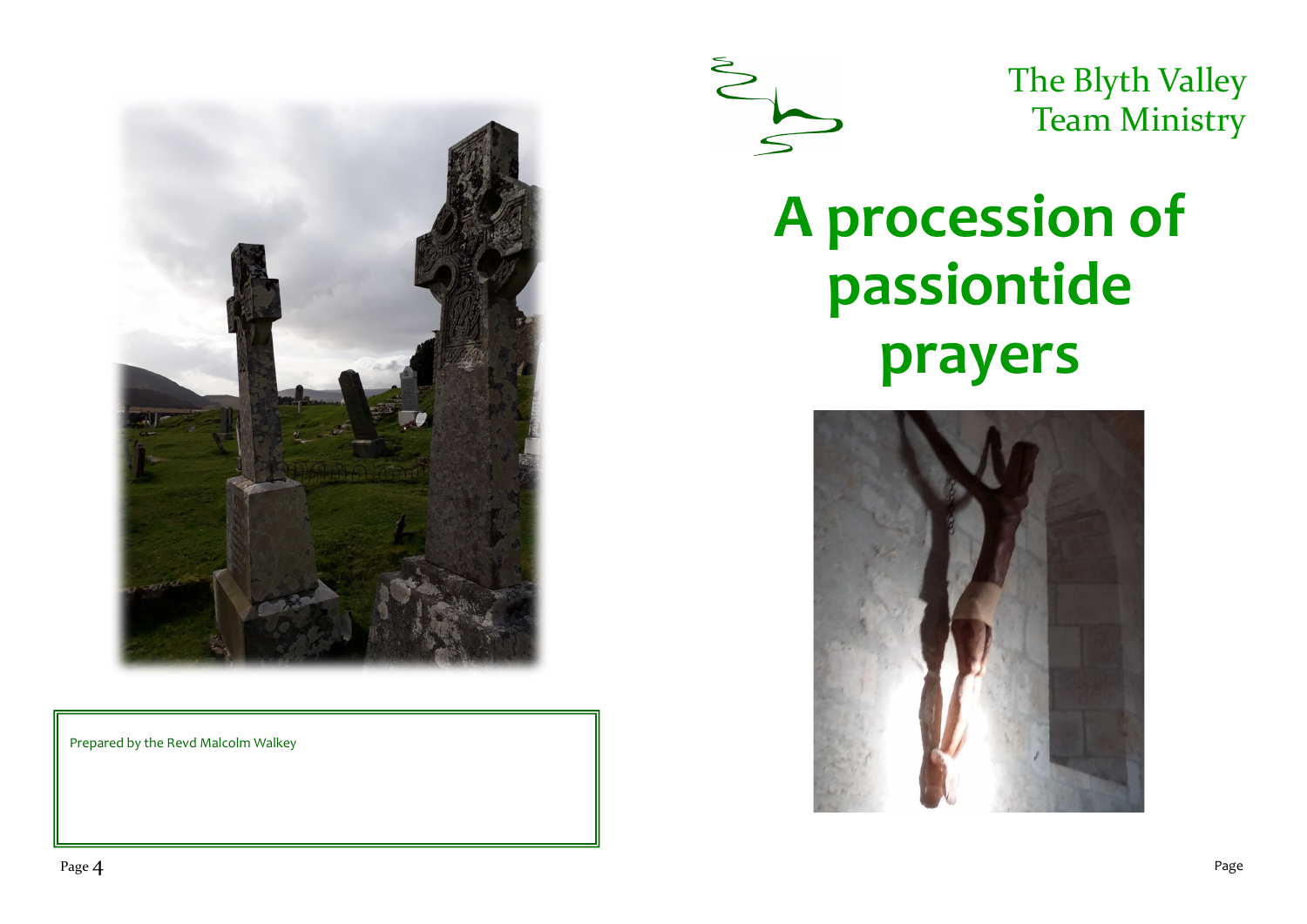Prepared by the Revd Malcolm Walkey

The Blyth Valley Team Ministry

# A procession of passiontide prayers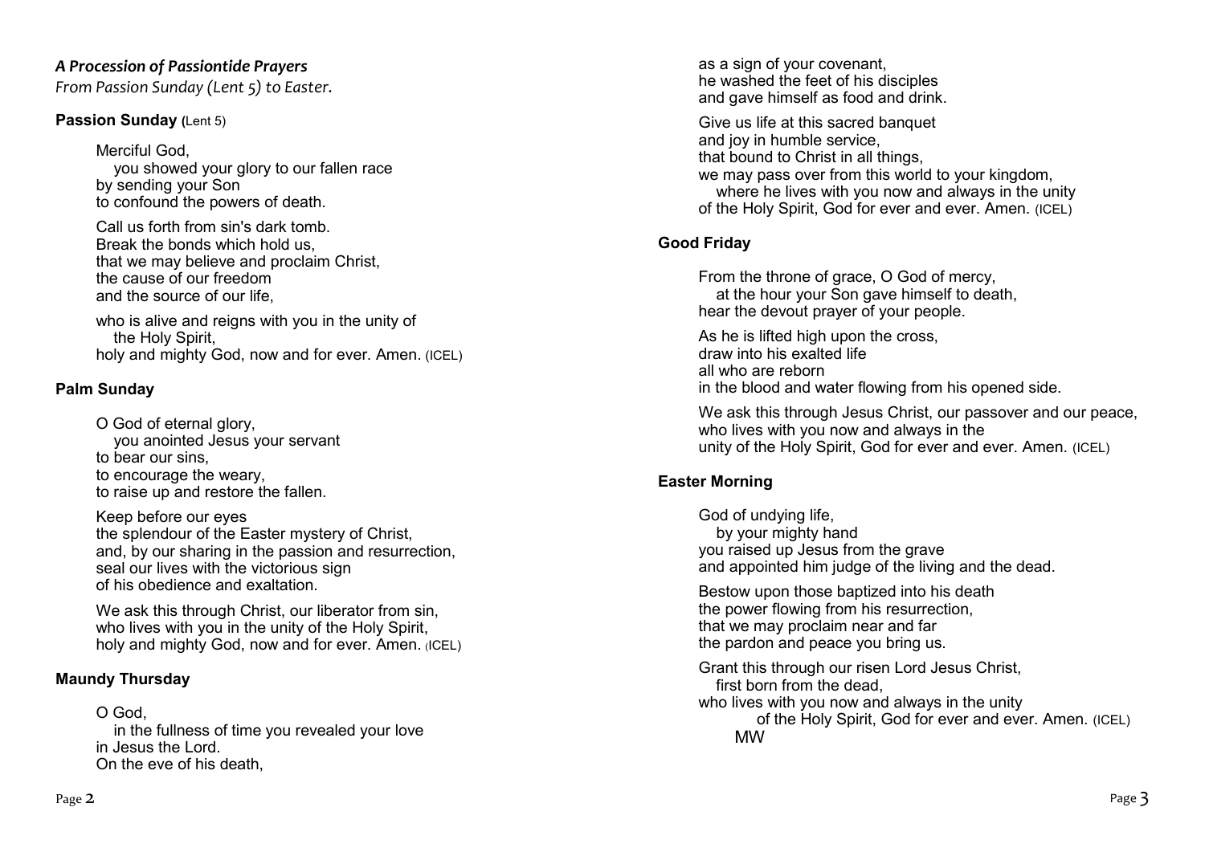***A Procession of Passiontide Prayers***
*From Passion Sunday (Lent 5) to Easter.*

**Passion Sunday (**Lent 5)

Merciful God,
you showed your glory to our fallen race
by sending your Son
to confound the powers of death.

Call us forth from sin's dark tomb.
Break the bonds which hold us,
that we may believe and proclaim Christ,
the cause of our freedom
and the source of our life,

who is alive and reigns with you in the unity of
the Holy Spirit,
holy and mighty God, now and for ever. Amen. (ICEL)

**Palm Sunday**

O God of eternal glory,
you anointed Jesus your servant
to bear our sins,
to encourage the weary,
to raise up and restore the fallen.

Keep before our eyes
the splendour of the Easter mystery of Christ,
and, by our sharing in the passion and resurrection,
seal our lives with the victorious sign
of his obedience and exaltation.

We ask this through Christ, our liberator from sin,
who lives with you in the unity of the Holy Spirit,
holy and mighty God, now and for ever. Amen. (ICEL)

**Maundy Thursday**

O God,
in the fullness of time you revealed your love
in Jesus the Lord.
On the eve of his death,
as a sign of your covenant,
he washed the feet of his disciples
and gave himself as food and drink.

Give us life at this sacred banquet
and joy in humble service,
that bound to Christ in all things,
we may pass over from this world to your kingdom,
where he lives with you now and always in the unity
of the Holy Spirit, God for ever and ever. Amen. (ICEL)

**Good Friday**

From the throne of grace, O God of mercy,
at the hour your Son gave himself to death,
hear the devout prayer of your people.

As he is lifted high upon the cross,
draw into his exalted life
all who are reborn
in the blood and water flowing from his opened side.

We ask this through Jesus Christ, our passover and our peace,
who lives with you now and always in the
unity of the Holy Spirit, God for ever and ever. Amen. (ICEL)

**Easter Morning**

God of undying life,
by your mighty hand
you raised up Jesus from the grave
and appointed him judge of the living and the dead.

Bestow upon those baptized into his death
the power flowing from his resurrection,
that we may proclaim near and far
the pardon and peace you bring us.

Grant this through our risen Lord Jesus Christ,
first born from the dead,
who lives with you now and always in the unity
of the Holy Spirit, God for ever and ever. Amen. (ICEL)
MW